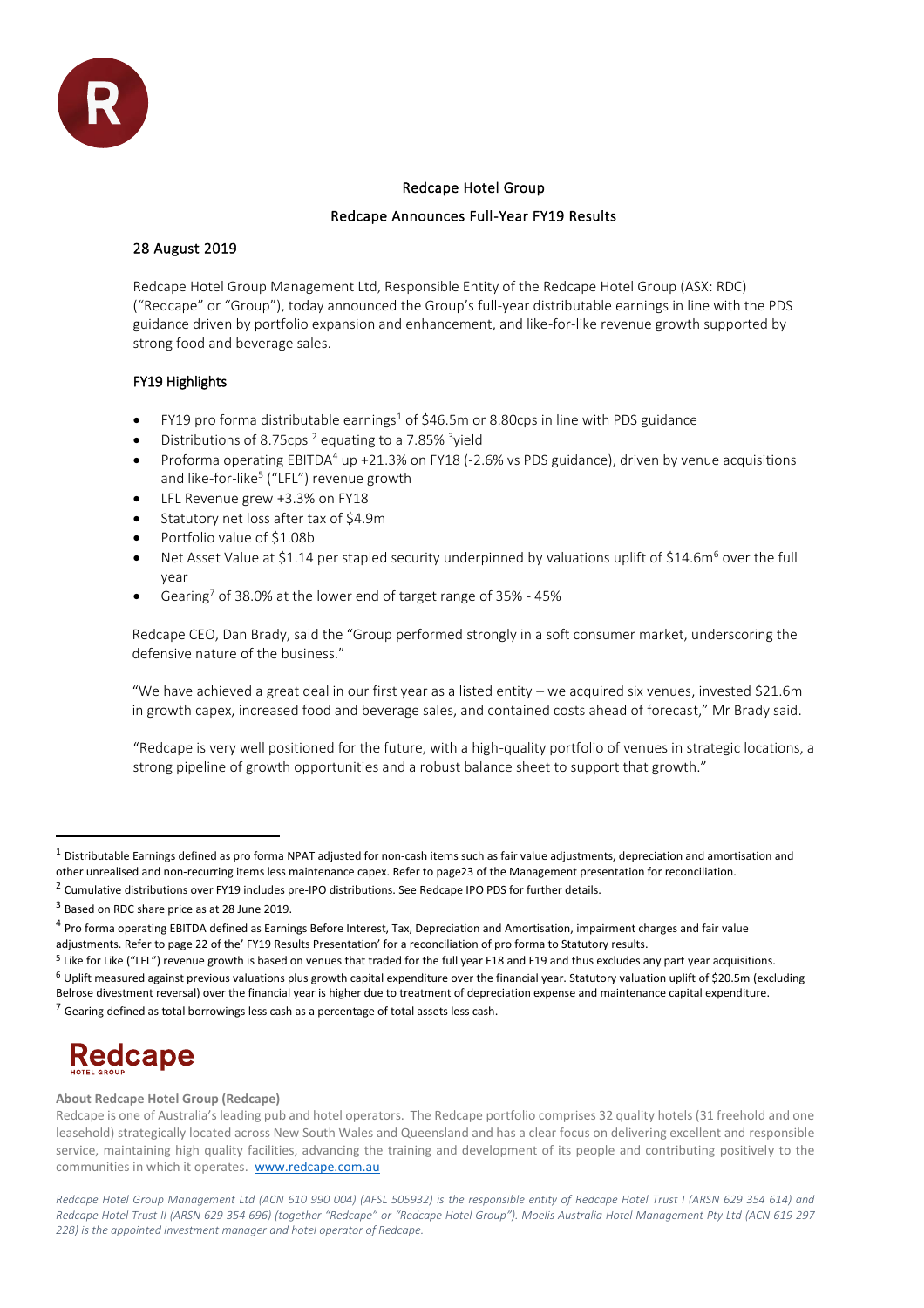## Redcape Hotel Group

## Redcape Announces Full-Year FY19 Results

28 August 2019

Redcape Hotel Group Management Ltd, Responsible Entity of the Redcape Hotel Group (ASX: RDC) ("Redcape" or "Group"), today announced the Group's full-year distributable earnings in line with the PDS guidance driven by portfolio expansion and enhancement, and like-for-like revenue growth supported by strong food and beverage sales.

### FY19 Highlights

- FY19 pro forma distributable earnings[1] of $46.5m or 8.80cps in line with PDS guidance
- Distributions of 8.75cps [2] equating to a 7.85% [3]yield
- Proforma operating EBITDA[4] up +21.3% on FY18 (-2.6% vs PDS guidance), driven by venue acquisitions and like-for-like[5] ("LFL") revenue growth
- LFL Revenue grew +3.3% on FY18
- Statutory net loss after tax of $4.9m
- Portfolio value of $1.08b
- Net Asset Value at $1.14 per stapled security underpinned by valuations uplift of $14.6m[6] over the full year
- Gearing[7] of 38.0% at the lower end of target range of 35% - 45%

Redcape CEO, Dan Brady, said the "Group performed strongly in a soft consumer market, underscoring the defensive nature of the business."

"We have achieved a great deal in our first year as a listed entity – we acquired six venues, invested $21.6m in growth capex, increased food and beverage sales, and contained costs ahead of forecast," Mr Brady said.

"Redcape is very well positioned for the future, with a high-quality portfolio of venues in strategic locations, a strong pipeline of growth opportunities and a robust balance sheet to support that growth."

---

[1] Distributable Earnings defined as pro forma NPAT adjusted for non-cash items such as fair value adjustments, depreciation and amortisation and other unrealised and non-recurring items less maintenance capex. Refer to page23 of the Management presentation for reconciliation.

[2] Cumulative distributions over FY19 includes pre-IPO distributions. See Redcape IPO PDS for further details.

[3] Based on RDC share price as at 28 June 2019.

[4] Pro forma operating EBITDA defined as Earnings Before Interest, Tax, Depreciation and Amortisation, impairment charges and fair value adjustments. Refer to page 22 of the' FY19 Results Presentation' for a reconciliation of pro forma to Statutory results.

[5] Like for Like ("LFL") revenue growth is based on venues that traded for the full year F18 and F19 and thus excludes any part year acquisitions.

[6] Uplift measured against previous valuations plus growth capital expenditure over the financial year. Statutory valuation uplift of $20.5m (excluding Belrose divestment reversal) over the financial year is higher due to treatment of depreciation expense and maintenance capital expenditure.

[7] Gearing defined as total borrowings less cash as a percentage of total assets less cash.

**Redcape**
HOTEL GROUP

**About Redcape Hotel Group (Redcape)**

Redcape is one of Australia's leading pub and hotel operators. The Redcape portfolio comprises 32 quality hotels (31 freehold and one leasehold) strategically located across New South Wales and Queensland and has a clear focus on delivering excellent and responsible service, maintaining high quality facilities, advancing the training and development of its people and contributing positively to the communities in which it operates. www.redcape.com.au

*Redcape Hotel Group Management Ltd (ACN 610 990 004) (AFSL 505932) is the responsible entity of Redcape Hotel Trust I (ARSN 629 354 614) and Redcape Hotel Trust II (ARSN 629 354 696) (together "Redcape" or "Redcape Hotel Group"). Moelis Australia Hotel Management Pty Ltd (ACN 619 297 228) is the appointed investment manager and hotel operator of Redcape.*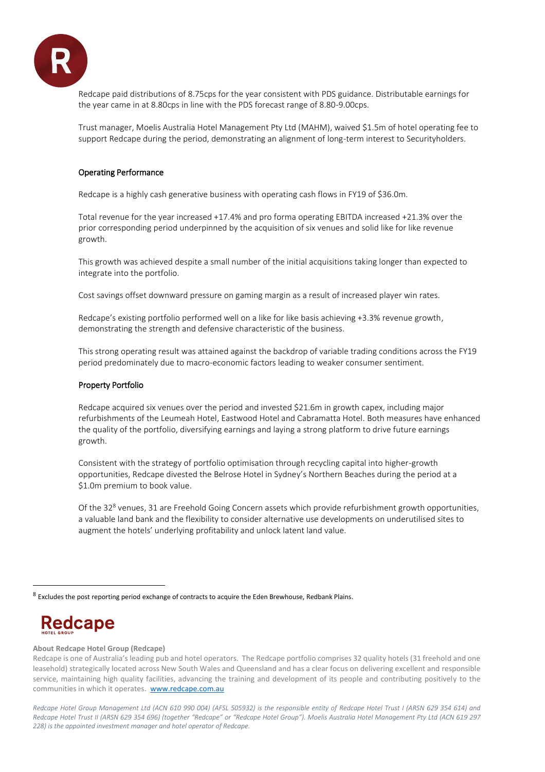Redcape paid distributions of 8.75cps for the year consistent with PDS guidance. Distributable earnings for the year came in at 8.80cps in line with the PDS forecast range of 8.80-9.00cps.

Trust manager, Moelis Australia Hotel Management Pty Ltd (MAHM), waived $1.5m of hotel operating fee to support Redcape during the period, demonstrating an alignment of long-term interest to Securityholders.

## Operating Performance

Redcape is a highly cash generative business with operating cash flows in FY19 of $36.0m.

Total revenue for the year increased +17.4% and pro forma operating EBITDA increased +21.3% over the prior corresponding period underpinned by the acquisition of six venues and solid like for like revenue growth.

This growth was achieved despite a small number of the initial acquisitions taking longer than expected to integrate into the portfolio.

Cost savings offset downward pressure on gaming margin as a result of increased player win rates.

Redcape's existing portfolio performed well on a like for like basis achieving +3.3% revenue growth, demonstrating the strength and defensive characteristic of the business.

This strong operating result was attained against the backdrop of variable trading conditions across the FY19 period predominately due to macro-economic factors leading to weaker consumer sentiment.

## Property Portfolio

Redcape acquired six venues over the period and invested $21.6m in growth capex, including major refurbishments of the Leumeah Hotel, Eastwood Hotel and Cabramatta Hotel. Both measures have enhanced the quality of the portfolio, diversifying earnings and laying a strong platform to drive future earnings growth.

Consistent with the strategy of portfolio optimisation through recycling capital into higher-growth opportunities, Redcape divested the Belrose Hotel in Sydney's Northern Beaches during the period at a $1.0m premium to book value.

Of the 32[8] venues, 31 are Freehold Going Concern assets which provide refurbishment growth opportunities, a valuable land bank and the flexibility to consider alternative use developments on underutilised sites to augment the hotels' underlying profitability and unlock latent land value.

[8] Excludes the post reporting period exchange of contracts to acquire the Eden Brewhouse, Redbank Plains.

**About Redcape Hotel Group (Redcape)**

Redcape is one of Australia's leading pub and hotel operators. The Redcape portfolio comprises 32 quality hotels (31 freehold and one leasehold) strategically located across New South Wales and Queensland and has a clear focus on delivering excellent and responsible service, maintaining high quality facilities, advancing the training and development of its people and contributing positively to the communities in which it operates. www.redcape.com.au

*Redcape Hotel Group Management Ltd (ACN 610 990 004) (AFSL 505932) is the responsible entity of Redcape Hotel Trust I (ARSN 629 354 614) and Redcape Hotel Trust II (ARSN 629 354 696) (together "Redcape" or "Redcape Hotel Group"). Moelis Australia Hotel Management Pty Ltd (ACN 619 297 228) is the appointed investment manager and hotel operator of Redcape.*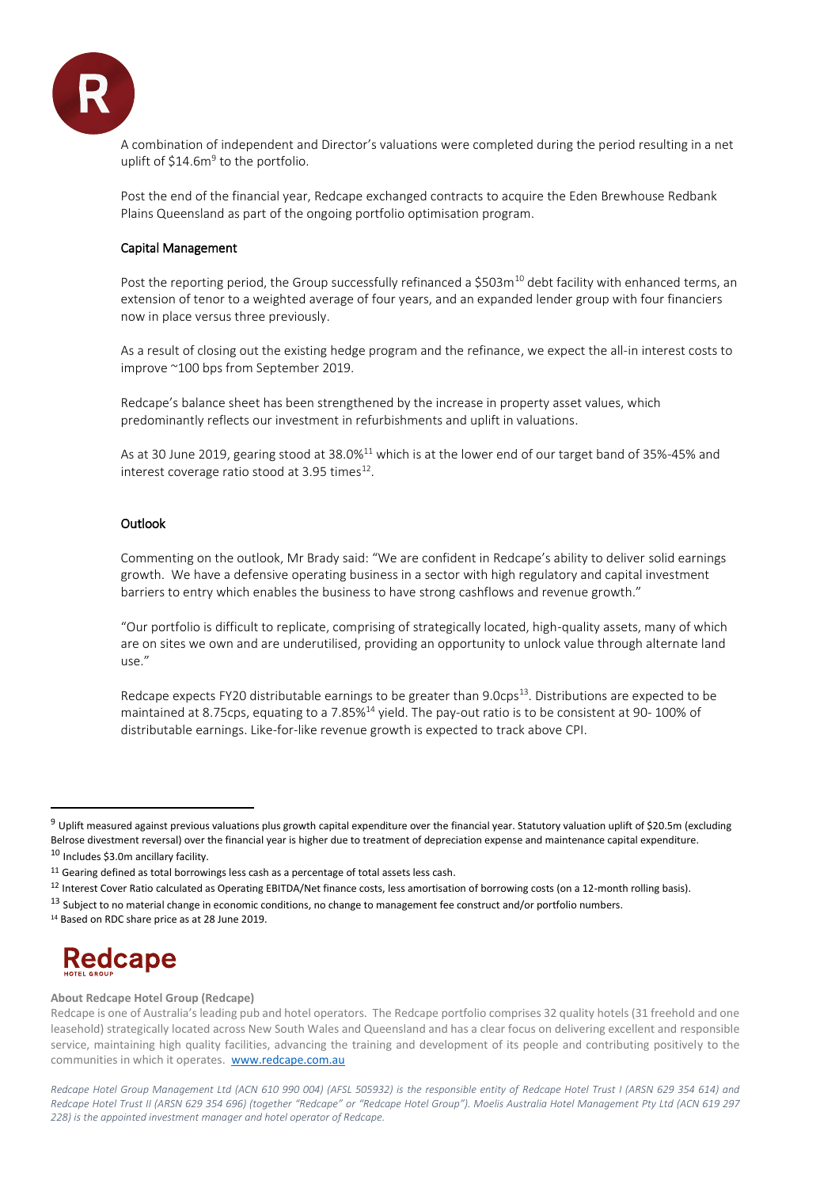A combination of independent and Director's valuations were completed during the period resulting in a net uplift of $14.6m[9] to the portfolio.

Post the end of the financial year, Redcape exchanged contracts to acquire the Eden Brewhouse Redbank Plains Queensland as part of the ongoing portfolio optimisation program.

## Capital Management

Post the reporting period, the Group successfully refinanced a $503m[10] debt facility with enhanced terms, an extension of tenor to a weighted average of four years, and an expanded lender group with four financiers now in place versus three previously.

As a result of closing out the existing hedge program and the refinance, we expect the all-in interest costs to improve ~100 bps from September 2019.

Redcape's balance sheet has been strengthened by the increase in property asset values, which predominantly reflects our investment in refurbishments and uplift in valuations.

As at 30 June 2019, gearing stood at 38.0%[11] which is at the lower end of our target band of 35%-45% and interest coverage ratio stood at 3.95 times[12].

## Outlook

Commenting on the outlook, Mr Brady said: "We are confident in Redcape's ability to deliver solid earnings growth. We have a defensive operating business in a sector with high regulatory and capital investment barriers to entry which enables the business to have strong cashflows and revenue growth."

"Our portfolio is difficult to replicate, comprising of strategically located, high-quality assets, many of which are on sites we own and are underutilised, providing an opportunity to unlock value through alternate land use."

Redcape expects FY20 distributable earnings to be greater than 9.0cps[13]. Distributions are expected to be maintained at 8.75cps, equating to a 7.85%[14] yield. The pay-out ratio is to be consistent at 90- 100% of distributable earnings. Like-for-like revenue growth is expected to track above CPI.

---

[9] Uplift measured against previous valuations plus growth capital expenditure over the financial year. Statutory valuation uplift of $20.5m (excluding Belrose divestment reversal) over the financial year is higher due to treatment of depreciation expense and maintenance capital expenditure.

[10] Includes $3.0m ancillary facility.

[11] Gearing defined as total borrowings less cash as a percentage of total assets less cash.

[12] Interest Cover Ratio calculated as Operating EBITDA/Net finance costs, less amortisation of borrowing costs (on a 12-month rolling basis).

[13] Subject to no material change in economic conditions, no change to management fee construct and/or portfolio numbers.

[14] Based on RDC share price as at 28 June 2019.

**About Redcape Hotel Group (Redcape)**

Redcape is one of Australia's leading pub and hotel operators. The Redcape portfolio comprises 32 quality hotels (31 freehold and one leasehold) strategically located across New South Wales and Queensland and has a clear focus on delivering excellent and responsible service, maintaining high quality facilities, advancing the training and development of its people and contributing positively to the communities in which it operates. [www.redcape.com.au](http://www.redcape.com.au)

*Redcape Hotel Group Management Ltd (ACN 610 990 004) (AFSL 505932) is the responsible entity of Redcape Hotel Trust I (ARSN 629 354 614) and Redcape Hotel Trust II (ARSN 629 354 696) (together "Redcape" or "Redcape Hotel Group"). Moelis Australia Hotel Management Pty Ltd (ACN 619 297 228) is the appointed investment manager and hotel operator of Redcape.*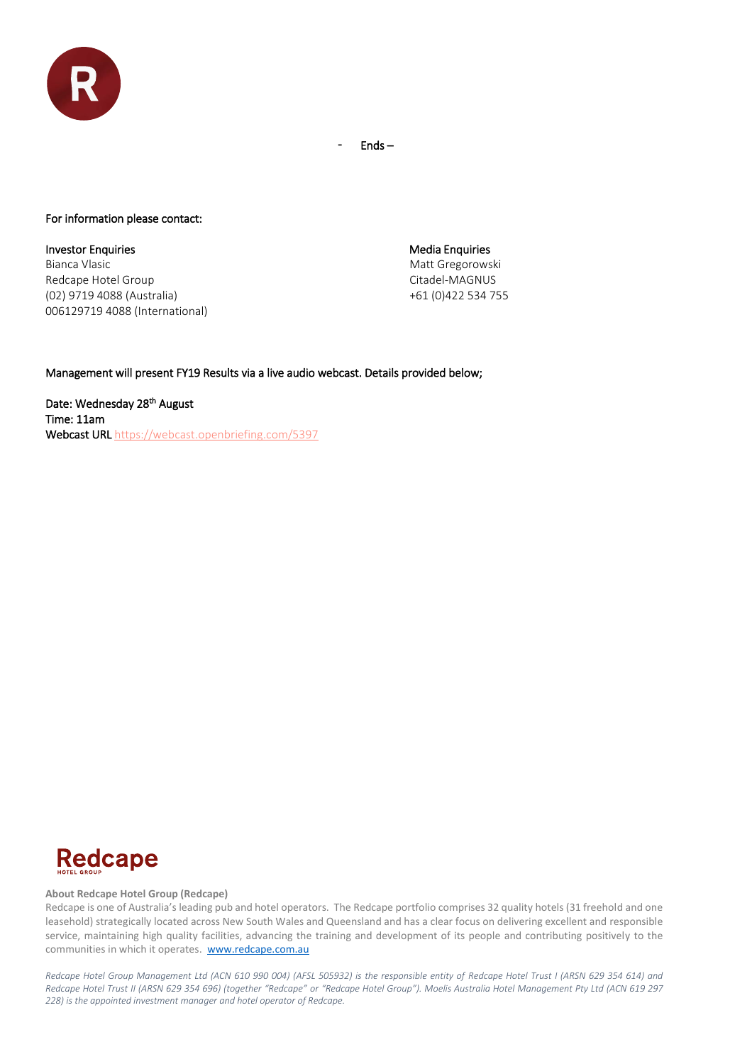- Ends –

For information please contact:

**Investor Enquiries**
Bianca Vlasic
Redcape Hotel Group
(02) 9719 4088 (Australia)
006129719 4088 (International)

**Media Enquiries**
Matt Gregorowski
Citadel-MAGNUS
+61 (0)422 534 755

Management will present FY19 Results via a live audio webcast. Details provided below;

Date: Wednesday 28th August
Time: 11am
Webcast URL https://webcast.openbriefing.com/5397

**About Redcape Hotel Group (Redcape)**
Redcape is one of Australia's leading pub and hotel operators. The Redcape portfolio comprises 32 quality hotels (31 freehold and one leasehold) strategically located across New South Wales and Queensland and has a clear focus on delivering excellent and responsible service, maintaining high quality facilities, advancing the training and development of its people and contributing positively to the communities in which it operates. www.redcape.com.au

*Redcape Hotel Group Management Ltd (ACN 610 990 004) (AFSL 505932) is the responsible entity of Redcape Hotel Trust I (ARSN 629 354 614) and Redcape Hotel Trust II (ARSN 629 354 696) (together "Redcape" or "Redcape Hotel Group"). Moelis Australia Hotel Management Pty Ltd (ACN 619 297 228) is the appointed investment manager and hotel operator of Redcape.*